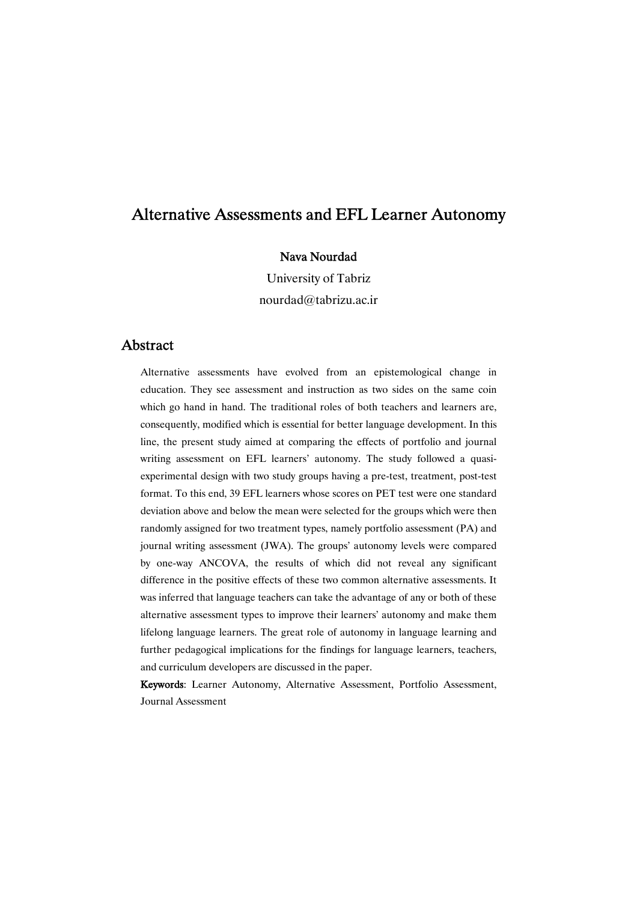# Alternative Assessments and EFL Learner Autonomy

**Nava Nourdad**

University of Tabriz

nourdad@tabrizu.ac.ir

## Abstract

Alternative assessments have evolved from an epistemological change in education. They see assessment and instruction as two sides on the same coin which go hand in hand. The traditional roles of both teachers and learners are, consequently, modified which is essential for better language development. In this line, the present study aimed at comparing the effects of portfolio and journal writing assessment on EFL learners' autonomy. The study followed a quasi-experimental design with two study groups having a pre-test, treatment, post-test format. To this end, 39 EFL learners whose scores on PET test were one standard deviation above and below the mean were selected for the groups which were then randomly assigned for two treatment types, namely portfolio assessment (PA) and journal writing assessment (JWA). The groups' autonomy levels were compared by one-way ANCOVA, the results of which did not reveal any significant difference in the positive effects of these two common alternative assessments. It was inferred that language teachers can take the advantage of any or both of these alternative assessment types to improve their learners' autonomy and make them lifelong language learners. The great role of autonomy in language learning and further pedagogical implications for the findings for language learners, teachers, and curriculum developers are discussed in the paper.

**Keywords**: Learner Autonomy, Alternative Assessment, Portfolio Assessment, Journal Assessment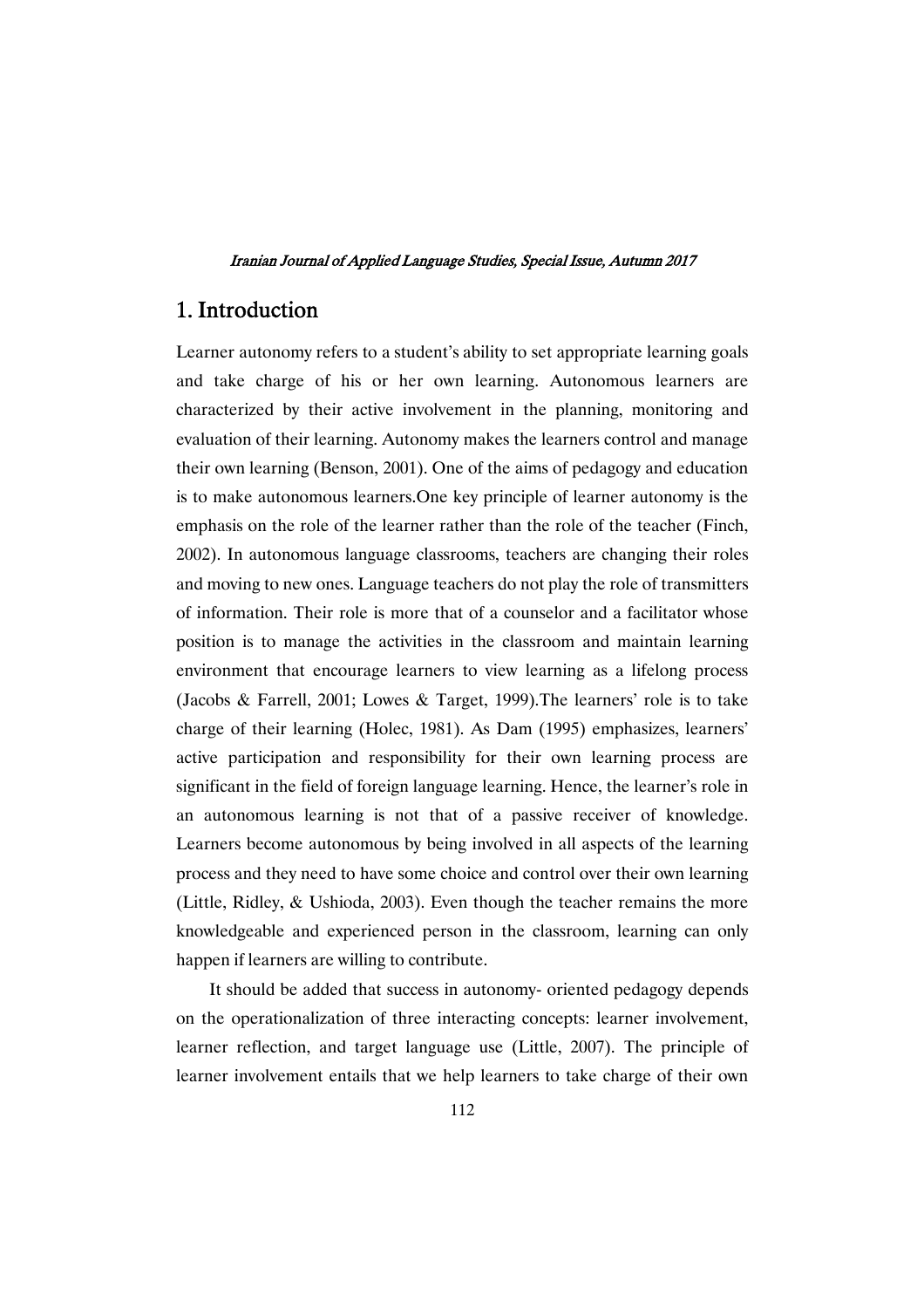## 1. Introduction

Learner autonomy refers to a student's ability to set appropriate learning goals and take charge of his or her own learning. Autonomous learners are characterized by their active involvement in the planning, monitoring and evaluation of their learning. Autonomy makes the learners control and manage their own learning (Benson, 2001). One of the aims of pedagogy and education is to make autonomous learners.One key principle of learner autonomy is the emphasis on the role of the learner rather than the role of the teacher (Finch, 2002). In autonomous language classrooms, teachers are changing their roles and moving to new ones. Language teachers do not play the role of transmitters of information. Their role is more that of a counselor and a facilitator whose position is to manage the activities in the classroom and maintain learning environment that encourage learners to view learning as a lifelong process (Jacobs & Farrell, 2001; Lowes & Target, 1999).The learners' role is to take charge of their learning (Holec, 1981). As Dam (1995) emphasizes, learners' active participation and responsibility for their own learning process are significant in the field of foreign language learning. Hence, the learner's role in an autonomous learning is not that of a passive receiver of knowledge. Learners become autonomous by being involved in all aspects of the learning process and they need to have some choice and control over their own learning (Little, Ridley, & Ushioda, 2003). Even though the teacher remains the more knowledgeable and experienced person in the classroom, learning can only happen if learners are willing to contribute.

It should be added that success in autonomy- oriented pedagogy depends on the operationalization of three interacting concepts: learner involvement, learner reflection, and target language use (Little, 2007). The principle of learner involvement entails that we help learners to take charge of their own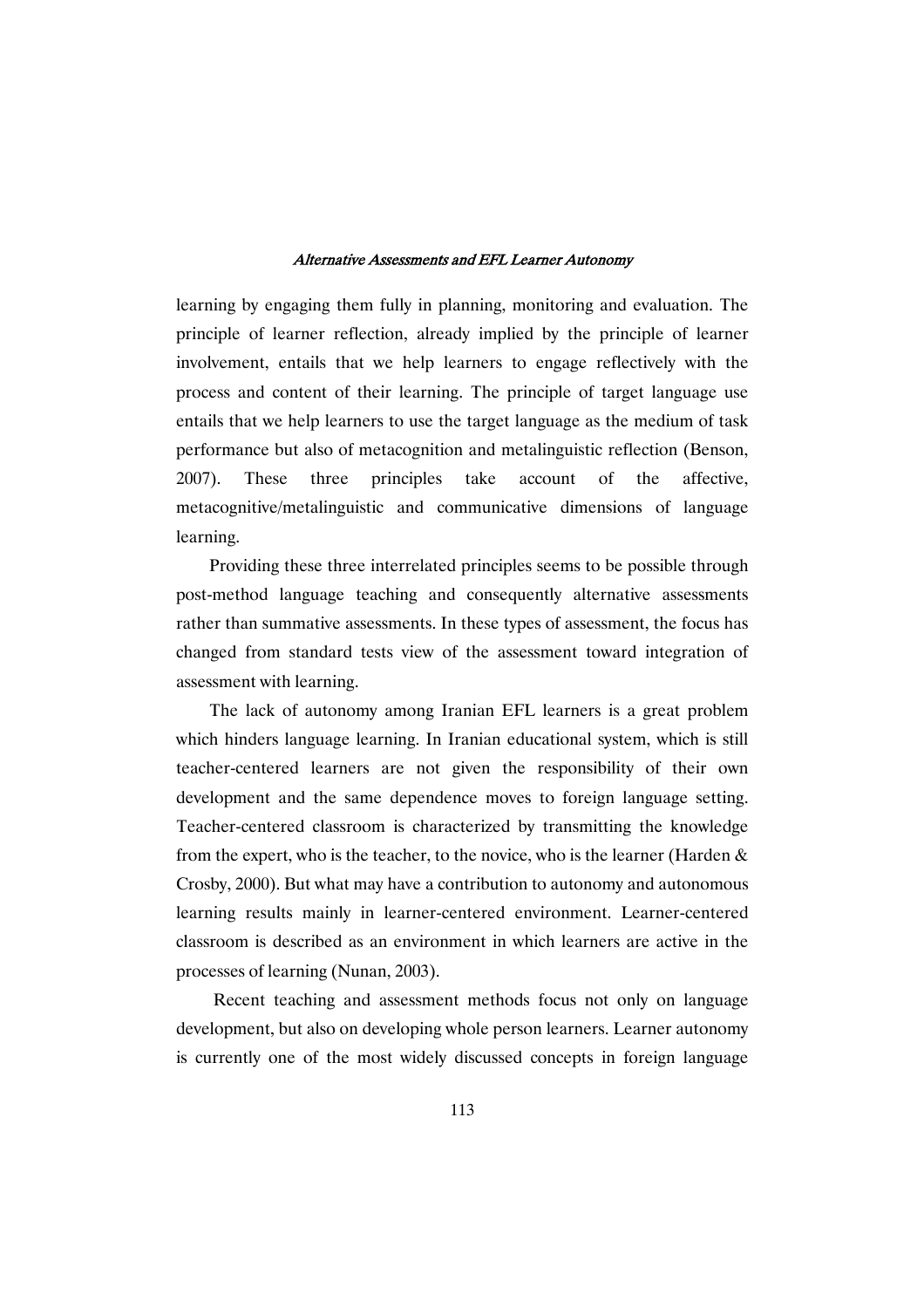learning by engaging them fully in planning, monitoring and evaluation. The principle of learner reflection, already implied by the principle of learner involvement, entails that we help learners to engage reflectively with the process and content of their learning. The principle of target language use entails that we help learners to use the target language as the medium of task performance but also of metacognition and metalinguistic reflection (Benson, 2007). These three principles take account of the affective, metacognitive/metalinguistic and communicative dimensions of language learning.

Providing these three interrelated principles seems to be possible through post-method language teaching and consequently alternative assessments rather than summative assessments. In these types of assessment, the focus has changed from standard tests view of the assessment toward integration of assessment with learning.

The lack of autonomy among Iranian EFL learners is a great problem which hinders language learning. In Iranian educational system, which is still teacher-centered learners are not given the responsibility of their own development and the same dependence moves to foreign language setting. Teacher-centered classroom is characterized by transmitting the knowledge from the expert, who is the teacher, to the novice, who is the learner (Harden & Crosby, 2000). But what may have a contribution to autonomy and autonomous learning results mainly in learner-centered environment. Learner-centered classroom is described as an environment in which learners are active in the processes of learning (Nunan, 2003).

Recent teaching and assessment methods focus not only on language development, but also on developing whole person learners. Learner autonomy is currently one of the most widely discussed concepts in foreign language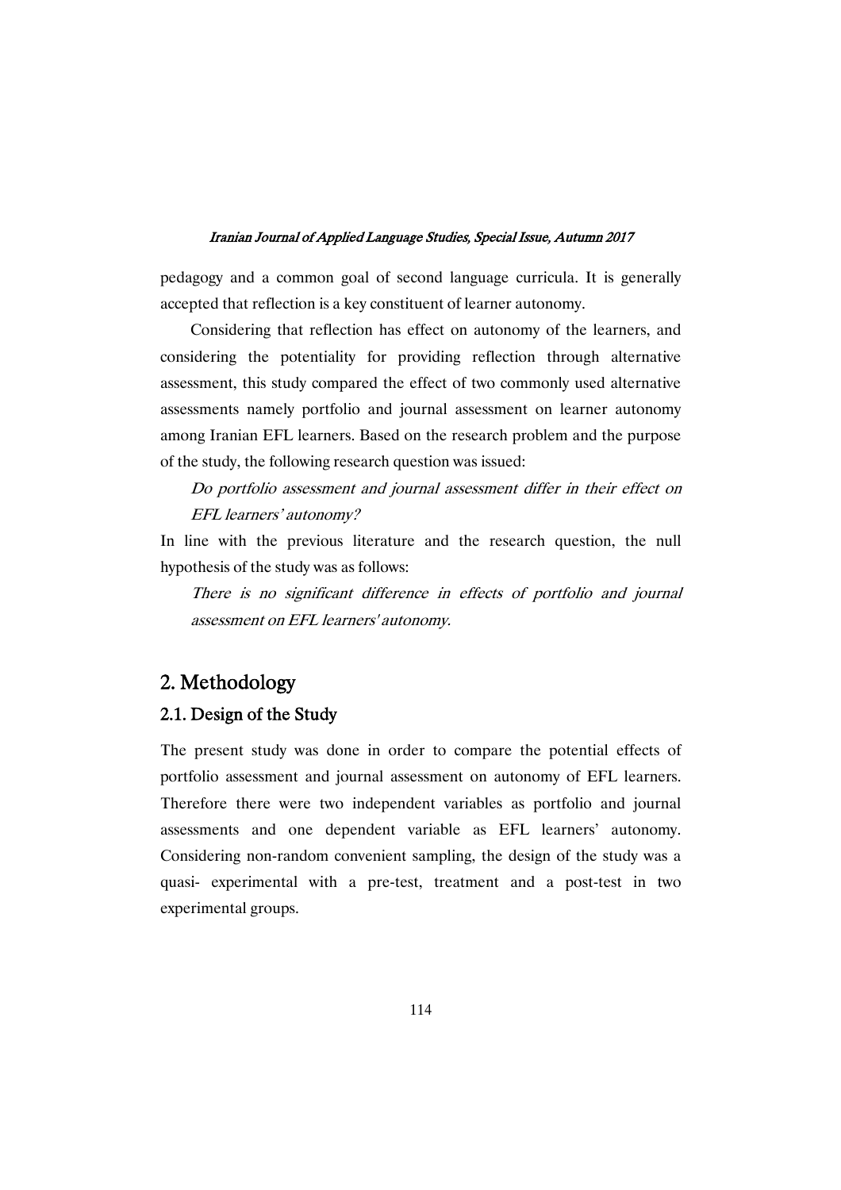pedagogy and a common goal of second language curricula. It is generally accepted that reflection is a key constituent of learner autonomy.

Considering that reflection has effect on autonomy of the learners, and considering the potentiality for providing reflection through alternative assessment, this study compared the effect of two commonly used alternative assessments namely portfolio and journal assessment on learner autonomy among Iranian EFL learners. Based on the research problem and the purpose of the study, the following research question was issued:

*Do portfolio assessment and journal assessment differ in their effect on EFL learners' autonomy?*

In line with the previous literature and the research question, the null hypothesis of the study was as follows:

*There is no significant difference in effects of portfolio and journal assessment on EFL learners' autonomy.*

## 2. Methodology

### 2.1. Design of the Study

The present study was done in order to compare the potential effects of portfolio assessment and journal assessment on autonomy of EFL learners. Therefore there were two independent variables as portfolio and journal assessments and one dependent variable as EFL learners' autonomy. Considering non-random convenient sampling, the design of the study was a quasi- experimental with a pre-test, treatment and a post-test in two experimental groups.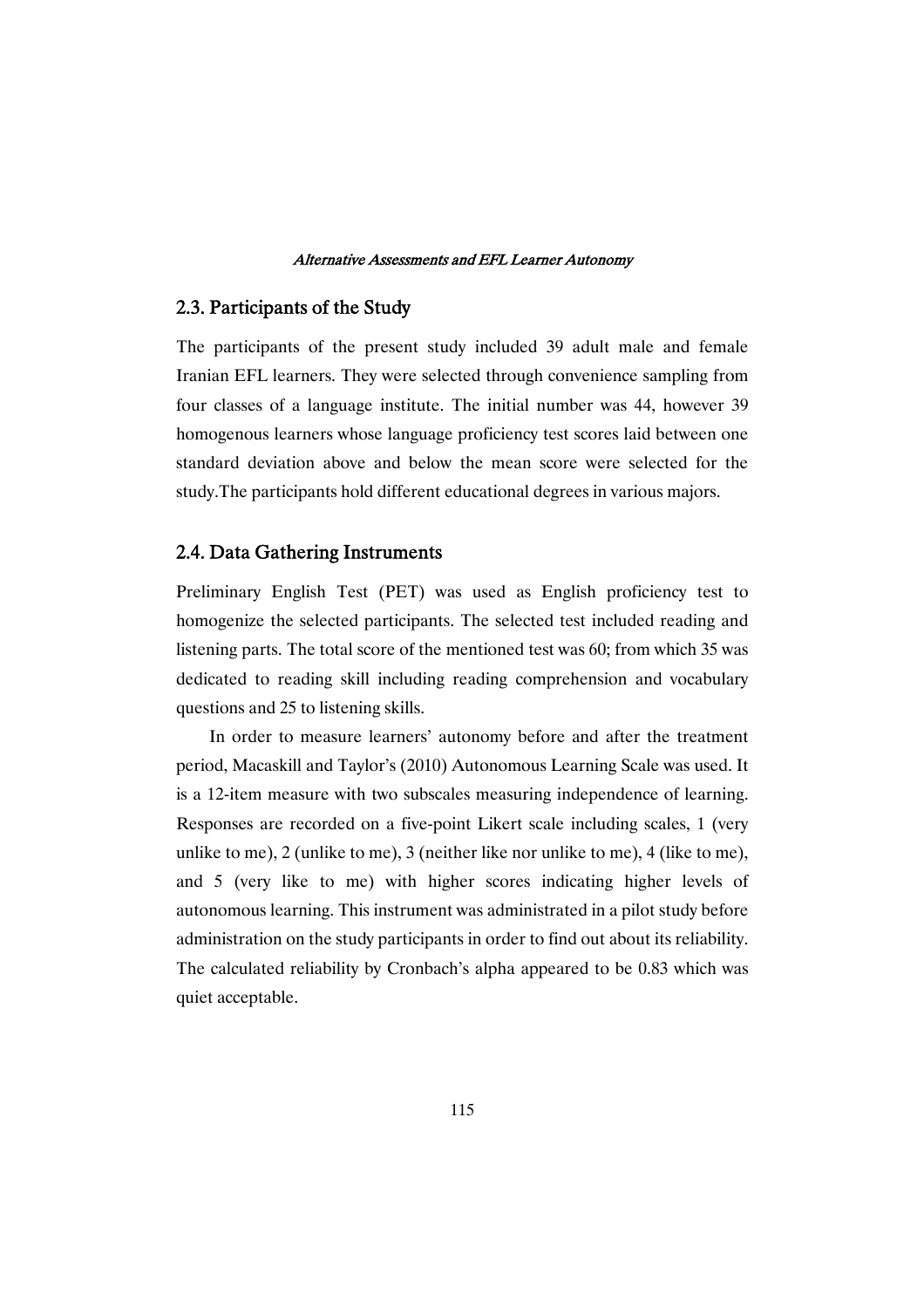## 2.3. Participants of the Study

The participants of the present study included 39 adult male and female Iranian EFL learners. They were selected through convenience sampling from four classes of a language institute. The initial number was 44, however 39 homogenous learners whose language proficiency test scores laid between one standard deviation above and below the mean score were selected for the study.The participants hold different educational degrees in various majors.

## 2.4. Data Gathering Instruments

Preliminary English Test (PET) was used as English proficiency test to homogenize the selected participants. The selected test included reading and listening parts. The total score of the mentioned test was 60; from which 35 was dedicated to reading skill including reading comprehension and vocabulary questions and 25 to listening skills.

In order to measure learners' autonomy before and after the treatment period, Macaskill and Taylor's (2010) Autonomous Learning Scale was used. It is a 12-item measure with two subscales measuring independence of learning. Responses are recorded on a five-point Likert scale including scales, 1 (very unlike to me), 2 (unlike to me), 3 (neither like nor unlike to me), 4 (like to me), and 5 (very like to me) with higher scores indicating higher levels of autonomous learning. This instrument was administrated in a pilot study before administration on the study participants in order to find out about its reliability. The calculated reliability by Cronbach's alpha appeared to be 0.83 which was quiet acceptable.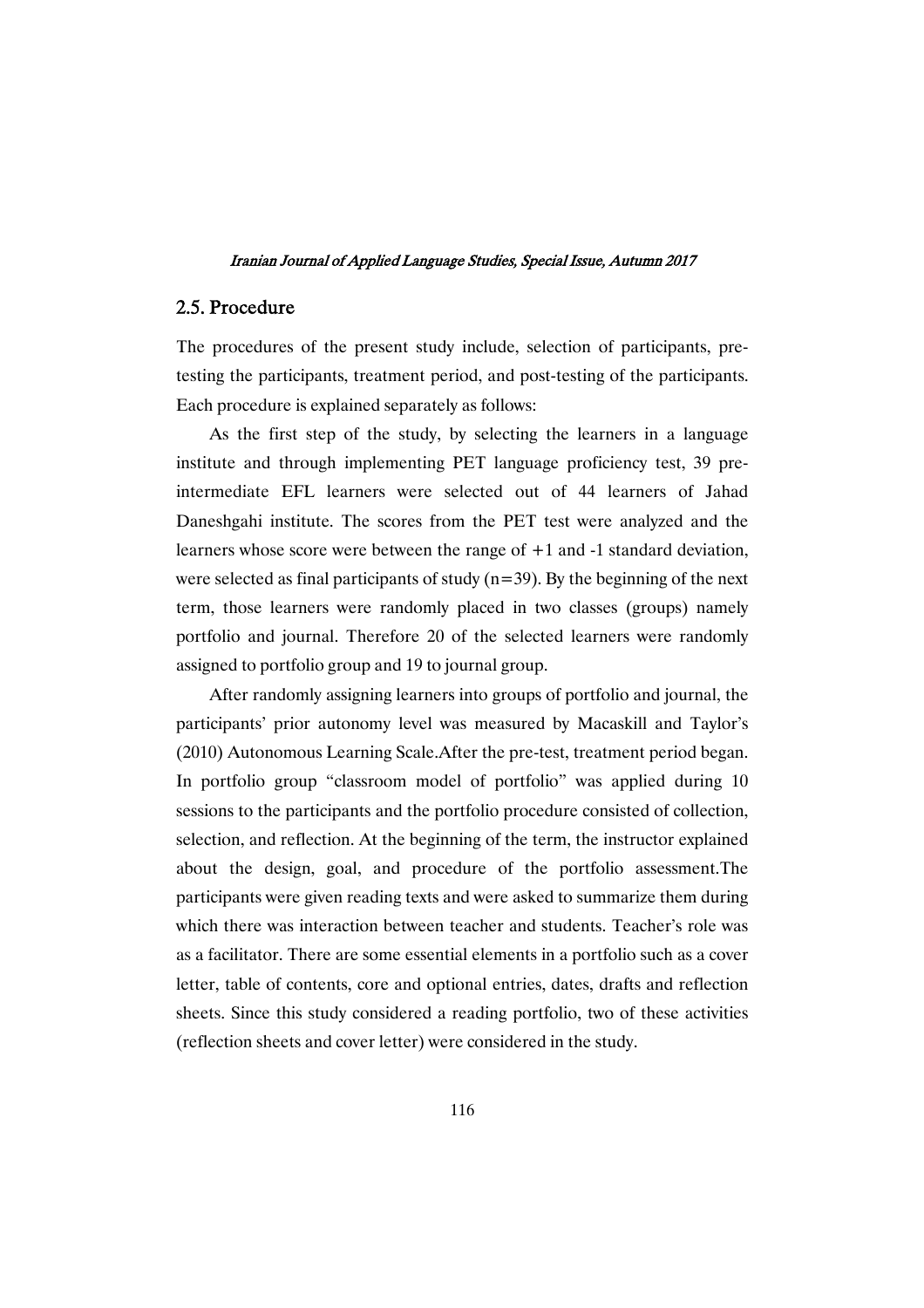## 2.5. Procedure

The procedures of the present study include, selection of participants, pre-testing the participants, treatment period, and post-testing of the participants. Each procedure is explained separately as follows:

As the first step of the study, by selecting the learners in a language institute and through implementing PET language proficiency test, 39 pre-intermediate EFL learners were selected out of 44 learners of Jahad Daneshgahi institute. The scores from the PET test were analyzed and the learners whose score were between the range of +1 and -1 standard deviation, were selected as final participants of study (n=39). By the beginning of the next term, those learners were randomly placed in two classes (groups) namely portfolio and journal. Therefore 20 of the selected learners were randomly assigned to portfolio group and 19 to journal group.

After randomly assigning learners into groups of portfolio and journal, the participants' prior autonomy level was measured by Macaskill and Taylor's (2010) Autonomous Learning Scale.After the pre-test, treatment period began. In portfolio group "classroom model of portfolio" was applied during 10 sessions to the participants and the portfolio procedure consisted of collection, selection, and reflection. At the beginning of the term, the instructor explained about the design, goal, and procedure of the portfolio assessment.The participants were given reading texts and were asked to summarize them during which there was interaction between teacher and students. Teacher's role was as a facilitator. There are some essential elements in a portfolio such as a cover letter, table of contents, core and optional entries, dates, drafts and reflection sheets. Since this study considered a reading portfolio, two of these activities (reflection sheets and cover letter) were considered in the study.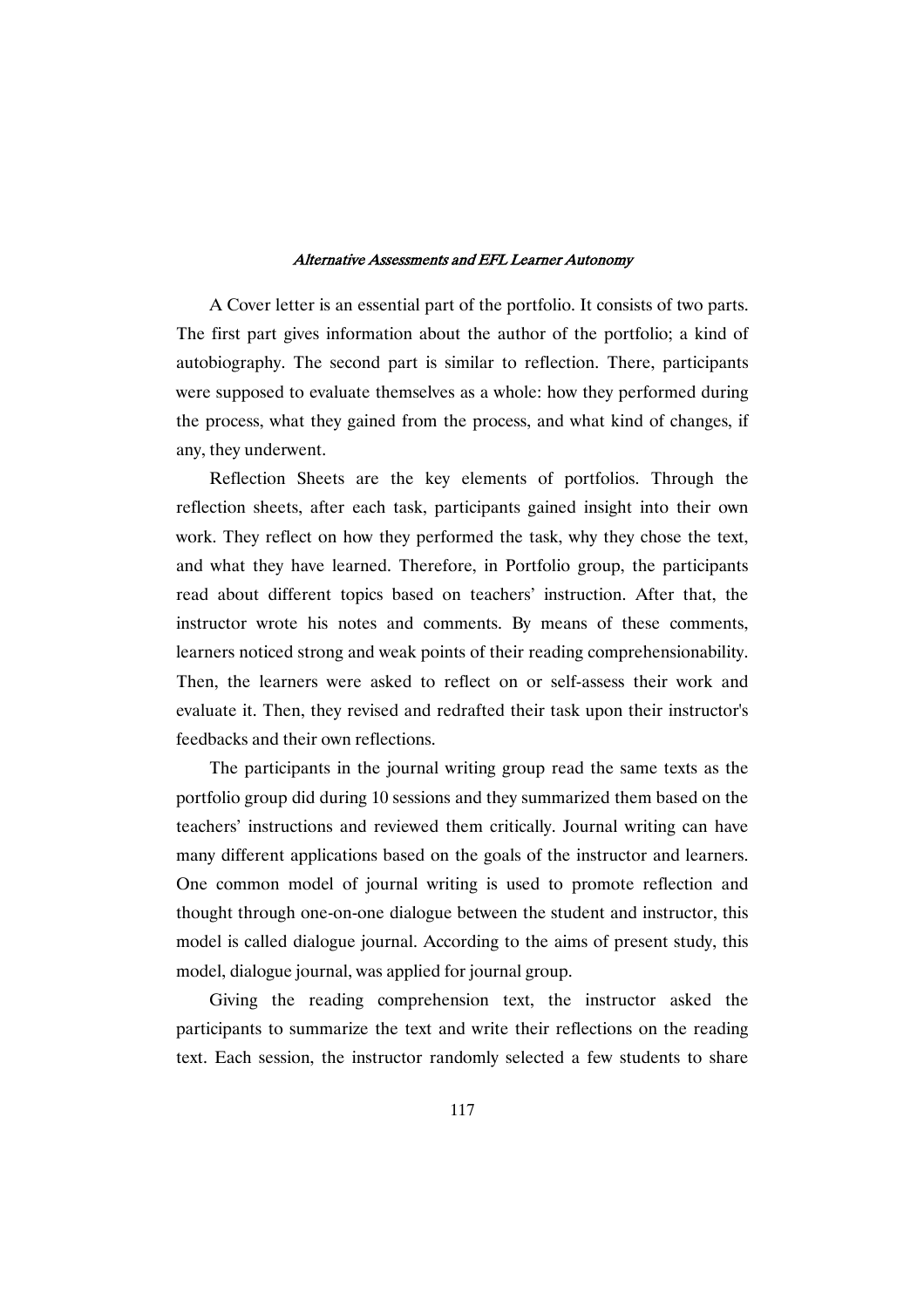A Cover letter is an essential part of the portfolio. It consists of two parts. The first part gives information about the author of the portfolio; a kind of autobiography. The second part is similar to reflection. There, participants were supposed to evaluate themselves as a whole: how they performed during the process, what they gained from the process, and what kind of changes, if any, they underwent.

Reflection Sheets are the key elements of portfolios. Through the reflection sheets, after each task, participants gained insight into their own work. They reflect on how they performed the task, why they chose the text, and what they have learned. Therefore, in Portfolio group, the participants read about different topics based on teachers' instruction. After that, the instructor wrote his notes and comments. By means of these comments, learners noticed strong and weak points of their reading comprehensionability. Then, the learners were asked to reflect on or self-assess their work and evaluate it. Then, they revised and redrafted their task upon their instructor's feedbacks and their own reflections.

The participants in the journal writing group read the same texts as the portfolio group did during 10 sessions and they summarized them based on the teachers' instructions and reviewed them critically. Journal writing can have many different applications based on the goals of the instructor and learners. One common model of journal writing is used to promote reflection and thought through one-on-one dialogue between the student and instructor, this model is called dialogue journal. According to the aims of present study, this model, dialogue journal, was applied for journal group.

Giving the reading comprehension text, the instructor asked the participants to summarize the text and write their reflections on the reading text. Each session, the instructor randomly selected a few students to share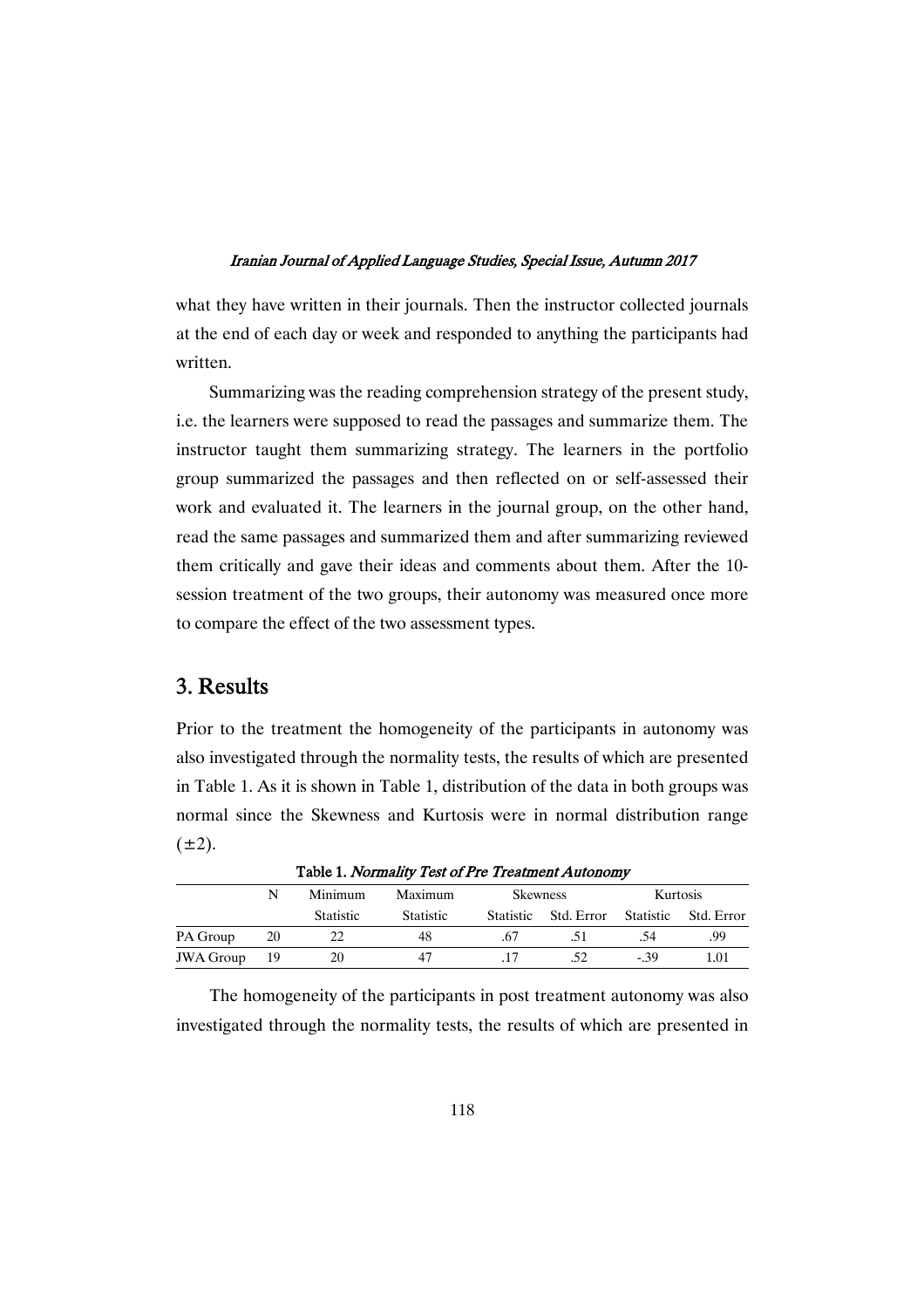what they have written in their journals. Then the instructor collected journals at the end of each day or week and responded to anything the participants had written.

Summarizing was the reading comprehension strategy of the present study, i.e. the learners were supposed to read the passages and summarize them. The instructor taught them summarizing strategy. The learners in the portfolio group summarized the passages and then reflected on or self-assessed their work and evaluated it. The learners in the journal group, on the other hand, read the same passages and summarized them and after summarizing reviewed them critically and gave their ideas and comments about them. After the 10-session treatment of the two groups, their autonomy was measured once more to compare the effect of the two assessment types.

## 3. Results

Prior to the treatment the homogeneity of the participants in autonomy was also investigated through the normality tests, the results of which are presented in Table 1. As it is shown in Table 1, distribution of the data in both groups was normal since the Skewness and Kurtosis were in normal distribution range (±2).

Table 1. *Normality Test of Pre Treatment Autonomy*

| | N | Minimum | Maximum | Skewness | | Kurtosis | |
|---|---|---|---|---|---|---|---|
| | | Statistic | Statistic | Statistic | Std. Error | Statistic | Std. Error |
| PA Group | 20 | 22 | 48 | .67 | .51 | .54 | .99 |
| JWA Group | 19 | 20 | 47 | .17 | .52 | -.39 | 1.01 |

The homogeneity of the participants in post treatment autonomy was also investigated through the normality tests, the results of which are presented in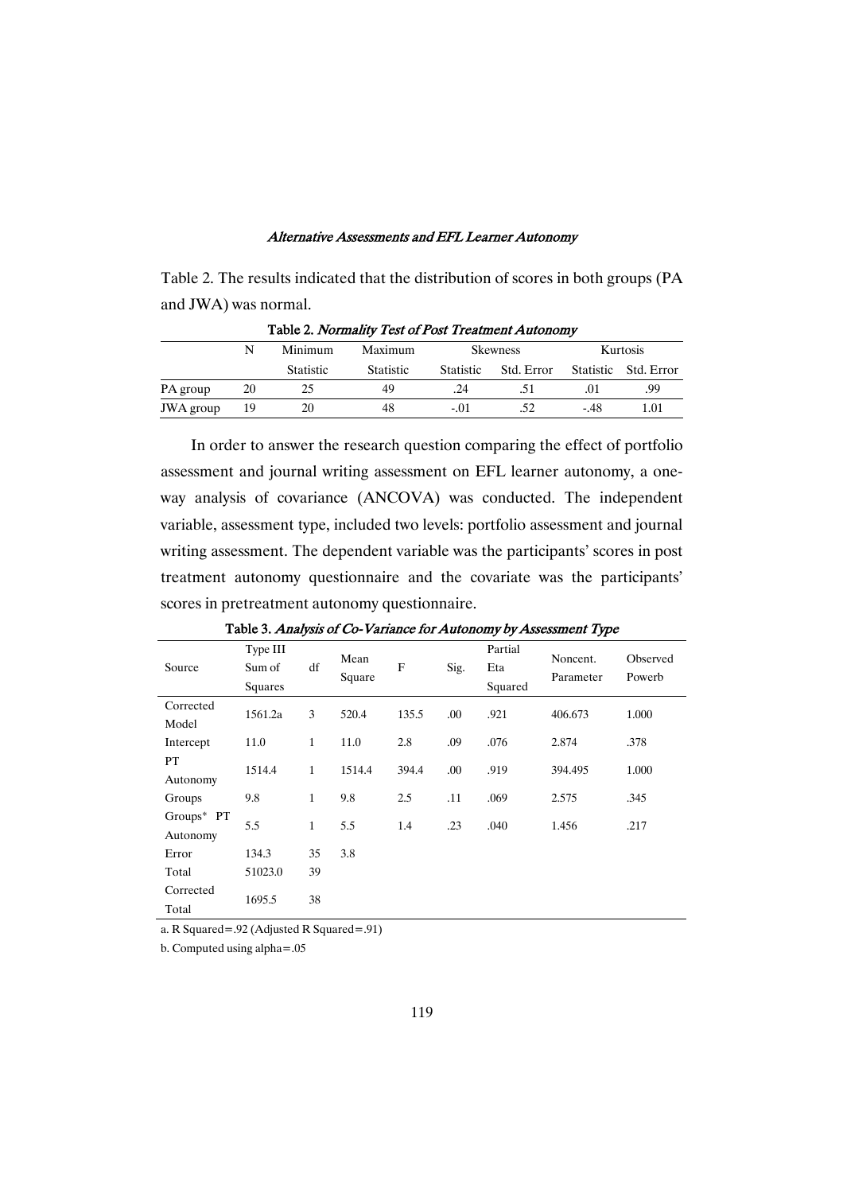Table 2. The results indicated that the distribution of scores in both groups (PA and JWA) was normal.

Table 2. *Normality Test of Post Treatment Autonomy*

| | N | Minimum | Maximum | Skewness | | Kurtosis | |
|---|---|---|---|---|---|---|---|
| | | Statistic | Statistic | Statistic | Std. Error | Statistic | Std. Error |
| PA group | 20 | 25 | 49 | .24 | .51 | .01 | .99 |
| JWA group | 19 | 20 | 48 | -.01 | .52 | -.48 | 1.01 |

In order to answer the research question comparing the effect of portfolio assessment and journal writing assessment on EFL learner autonomy, a one-way analysis of covariance (ANCOVA) was conducted. The independent variable, assessment type, included two levels: portfolio assessment and journal writing assessment. The dependent variable was the participants' scores in post treatment autonomy questionnaire and the covariate was the participants' scores in pretreatment autonomy questionnaire.

Table 3. *Analysis of Co-Variance for Autonomy by Assessment Type*

| Source | Type III Sum of Squares | df | Mean Square | F | Sig. | Partial Eta Squared | Noncent. Parameter | Observed Powerb |
|---|---|---|---|---|---|---|---|---|
| Corrected Model | 1561.2a | 3 | 520.4 | 135.5 | .00 | .921 | 406.673 | 1.000 |
| Intercept | 11.0 | 1 | 11.0 | 2.8 | .09 | .076 | 2.874 | .378 |
| PT Autonomy | 1514.4 | 1 | 1514.4 | 394.4 | .00 | .919 | 394.495 | 1.000 |
| Groups | 9.8 | 1 | 9.8 | 2.5 | .11 | .069 | 2.575 | .345 |
| Groups* PT Autonomy | 5.5 | 1 | 5.5 | 1.4 | .23 | .040 | 1.456 | .217 |
| Error | 134.3 | 35 | 3.8 | | | | | |
| Total | 51023.0 | 39 | | | | | | |
| Corrected Total | 1695.5 | 38 | | | | | | |

a. R Squared=.92 (Adjusted R Squared=.91)

b. Computed using alpha=.05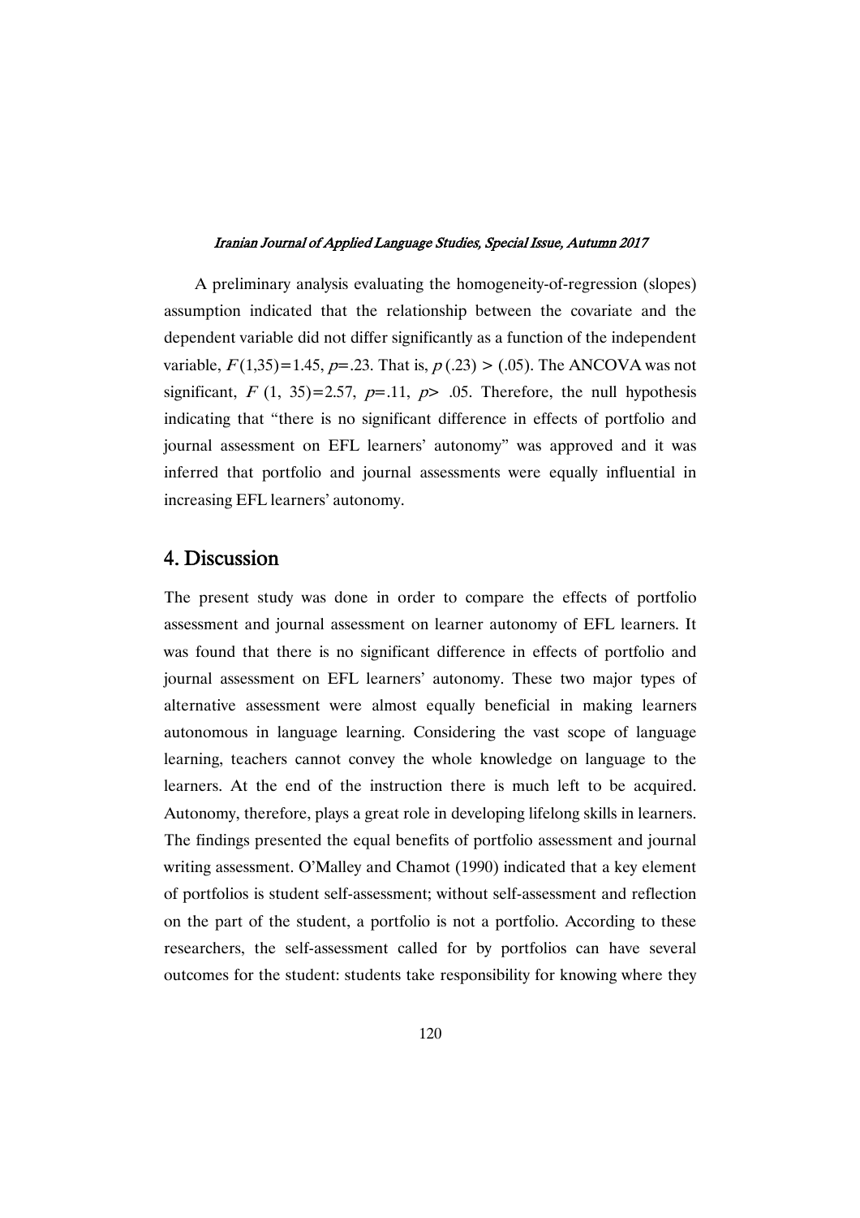A preliminary analysis evaluating the homogeneity-of-regression (slopes) assumption indicated that the relationship between the covariate and the dependent variable did not differ significantly as a function of the independent variable, $F(1,35)=1.45$, $p=.23$. That is, $p\,(.23) > (.05)$. The ANCOVA was not significant, $F\,(1,\, 35)=2.57$, $p=.11$, $p>\,.05$. Therefore, the null hypothesis indicating that "there is no significant difference in effects of portfolio and journal assessment on EFL learners' autonomy" was approved and it was inferred that portfolio and journal assessments were equally influential in increasing EFL learners' autonomy.

## 4. Discussion

The present study was done in order to compare the effects of portfolio assessment and journal assessment on learner autonomy of EFL learners. It was found that there is no significant difference in effects of portfolio and journal assessment on EFL learners' autonomy. These two major types of alternative assessment were almost equally beneficial in making learners autonomous in language learning. Considering the vast scope of language learning, teachers cannot convey the whole knowledge on language to the learners. At the end of the instruction there is much left to be acquired. Autonomy, therefore, plays a great role in developing lifelong skills in learners. The findings presented the equal benefits of portfolio assessment and journal writing assessment. O'Malley and Chamot (1990) indicated that a key element of portfolios is student self-assessment; without self-assessment and reflection on the part of the student, a portfolio is not a portfolio. According to these researchers, the self-assessment called for by portfolios can have several outcomes for the student: students take responsibility for knowing where they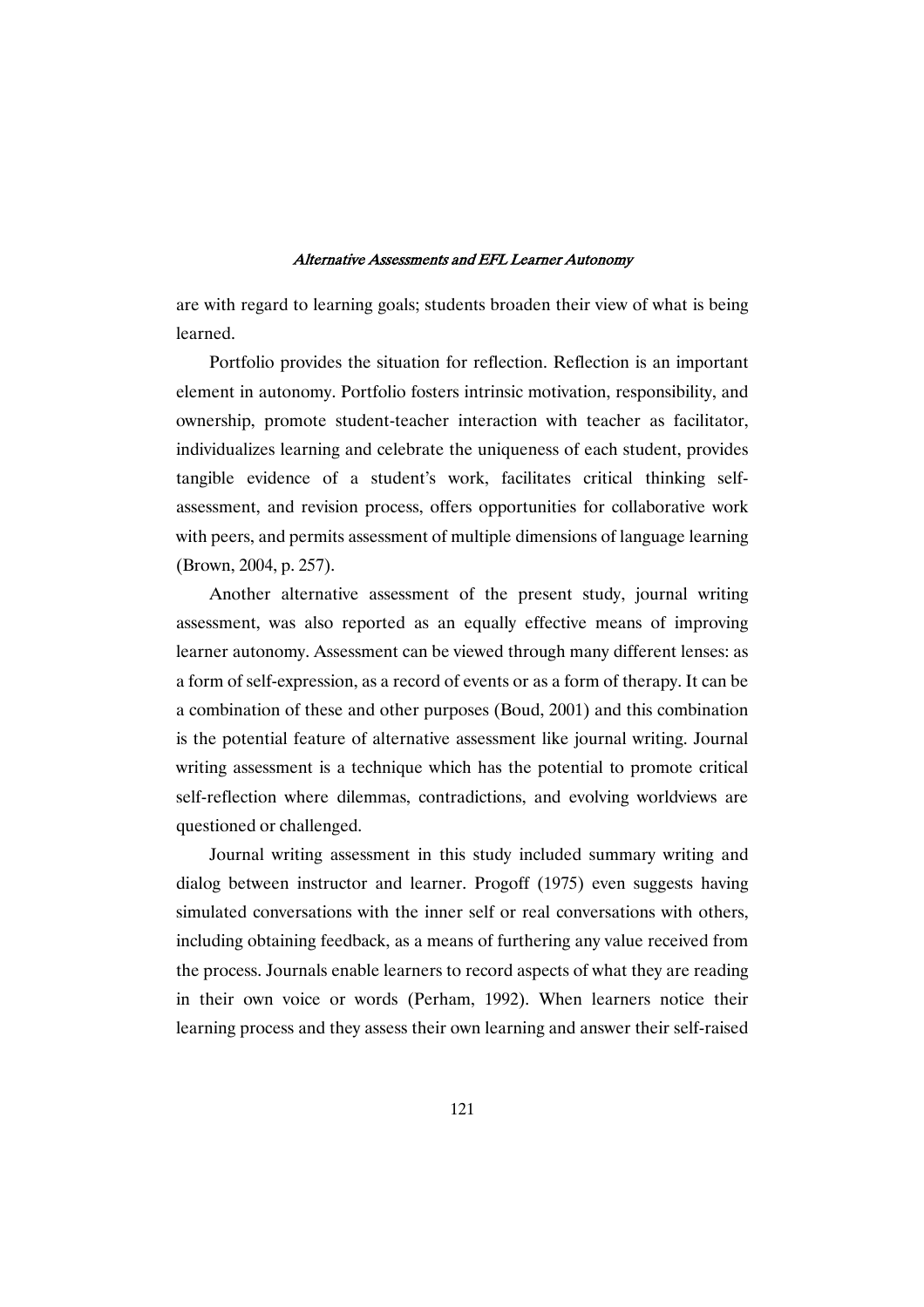are with regard to learning goals; students broaden their view of what is being learned.

Portfolio provides the situation for reflection. Reflection is an important element in autonomy. Portfolio fosters intrinsic motivation, responsibility, and ownership, promote student-teacher interaction with teacher as facilitator, individualizes learning and celebrate the uniqueness of each student, provides tangible evidence of a student's work, facilitates critical thinking self-assessment, and revision process, offers opportunities for collaborative work with peers, and permits assessment of multiple dimensions of language learning (Brown, 2004, p. 257).

Another alternative assessment of the present study, journal writing assessment, was also reported as an equally effective means of improving learner autonomy. Assessment can be viewed through many different lenses: as a form of self-expression, as a record of events or as a form of therapy. It can be a combination of these and other purposes (Boud, 2001) and this combination is the potential feature of alternative assessment like journal writing. Journal writing assessment is a technique which has the potential to promote critical self-reflection where dilemmas, contradictions, and evolving worldviews are questioned or challenged.

Journal writing assessment in this study included summary writing and dialog between instructor and learner. Progoff (1975) even suggests having simulated conversations with the inner self or real conversations with others, including obtaining feedback, as a means of furthering any value received from the process. Journals enable learners to record aspects of what they are reading in their own voice or words (Perham, 1992). When learners notice their learning process and they assess their own learning and answer their self-raised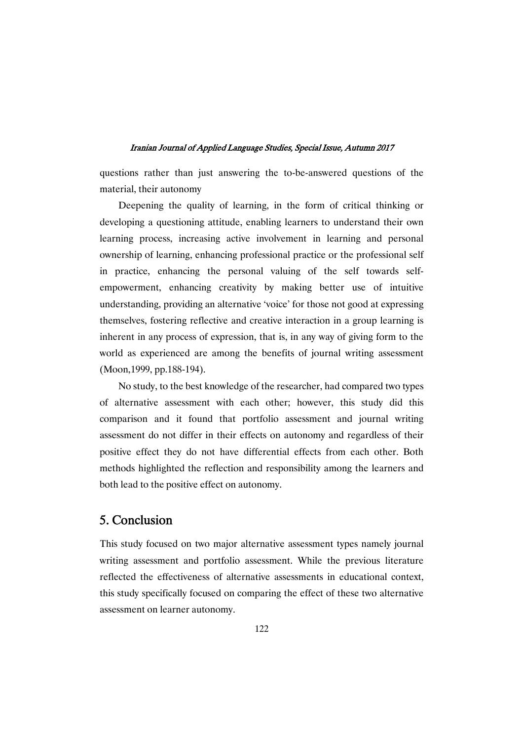questions rather than just answering the to-be-answered questions of the material, their autonomy

Deepening the quality of learning, in the form of critical thinking or developing a questioning attitude, enabling learners to understand their own learning process, increasing active involvement in learning and personal ownership of learning, enhancing professional practice or the professional self in practice, enhancing the personal valuing of the self towards self-empowerment, enhancing creativity by making better use of intuitive understanding, providing an alternative 'voice' for those not good at expressing themselves, fostering reflective and creative interaction in a group learning is inherent in any process of expression, that is, in any way of giving form to the world as experienced are among the benefits of journal writing assessment (Moon,1999, pp.188-194).

No study, to the best knowledge of the researcher, had compared two types of alternative assessment with each other; however, this study did this comparison and it found that portfolio assessment and journal writing assessment do not differ in their effects on autonomy and regardless of their positive effect they do not have differential effects from each other. Both methods highlighted the reflection and responsibility among the learners and both lead to the positive effect on autonomy.

## 5. Conclusion

This study focused on two major alternative assessment types namely journal writing assessment and portfolio assessment. While the previous literature reflected the effectiveness of alternative assessments in educational context, this study specifically focused on comparing the effect of these two alternative assessment on learner autonomy.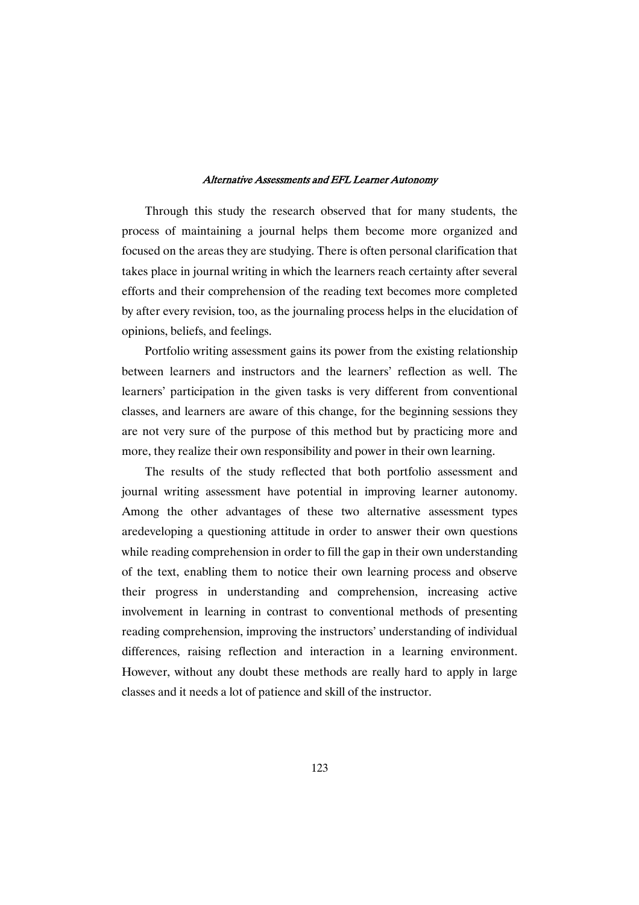Through this study the research observed that for many students, the process of maintaining a journal helps them become more organized and focused on the areas they are studying. There is often personal clarification that takes place in journal writing in which the learners reach certainty after several efforts and their comprehension of the reading text becomes more completed by after every revision, too, as the journaling process helps in the elucidation of opinions, beliefs, and feelings.

Portfolio writing assessment gains its power from the existing relationship between learners and instructors and the learners' reflection as well. The learners' participation in the given tasks is very different from conventional classes, and learners are aware of this change, for the beginning sessions they are not very sure of the purpose of this method but by practicing more and more, they realize their own responsibility and power in their own learning.

The results of the study reflected that both portfolio assessment and journal writing assessment have potential in improving learner autonomy. Among the other advantages of these two alternative assessment types aredeveloping a questioning attitude in order to answer their own questions while reading comprehension in order to fill the gap in their own understanding of the text, enabling them to notice their own learning process and observe their progress in understanding and comprehension, increasing active involvement in learning in contrast to conventional methods of presenting reading comprehension, improving the instructors' understanding of individual differences, raising reflection and interaction in a learning environment. However, without any doubt these methods are really hard to apply in large classes and it needs a lot of patience and skill of the instructor.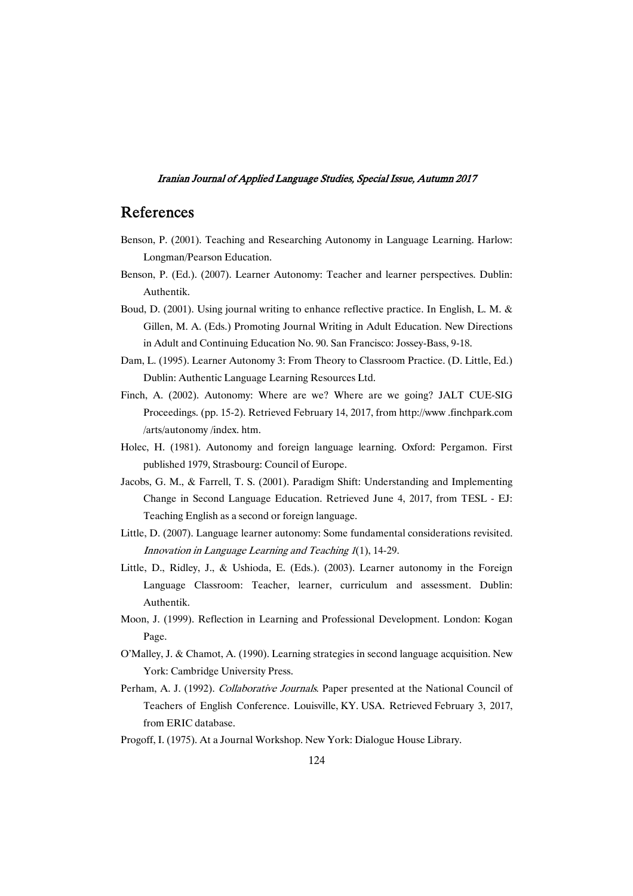## References

Benson, P. (2001). Teaching and Researching Autonomy in Language Learning. Harlow: Longman/Pearson Education.

Benson, P. (Ed.). (2007). Learner Autonomy: Teacher and learner perspectives. Dublin: Authentik.

Boud, D. (2001). Using journal writing to enhance reflective practice. In English, L. M. & Gillen, M. A. (Eds.) Promoting Journal Writing in Adult Education. New Directions in Adult and Continuing Education No. 90. San Francisco: Jossey-Bass, 9-18.

Dam, L. (1995). Learner Autonomy 3: From Theory to Classroom Practice. (D. Little, Ed.) Dublin: Authentic Language Learning Resources Ltd.

Finch, A. (2002). Autonomy: Where are we? Where are we going? JALT CUE-SIG Proceedings. (pp. 15-2). Retrieved February 14, 2017, from http://www .finchpark.com /arts/autonomy /index. htm.

Holec, H. (1981). Autonomy and foreign language learning. Oxford: Pergamon. First published 1979, Strasbourg: Council of Europe.

Jacobs, G. M., & Farrell, T. S. (2001). Paradigm Shift: Understanding and Implementing Change in Second Language Education. Retrieved June 4, 2017, from TESL - EJ: Teaching English as a second or foreign language.

Little, D. (2007). Language learner autonomy: Some fundamental considerations revisited. *Innovation in Language Learning and Teaching 1*(1), 14-29.

Little, D., Ridley, J., & Ushioda, E. (Eds.). (2003). Learner autonomy in the Foreign Language Classroom: Teacher, learner, curriculum and assessment. Dublin: Authentik.

Moon, J. (1999). Reflection in Learning and Professional Development. London: Kogan Page.

O'Malley, J. & Chamot, A. (1990). Learning strategies in second language acquisition. New York: Cambridge University Press.

Perham, A. J. (1992). *Collaborative Journals*. Paper presented at the National Council of Teachers of English Conference. Louisville, KY. USA. Retrieved February 3, 2017, from ERIC database.

Progoff, I. (1975). At a Journal Workshop. New York: Dialogue House Library.